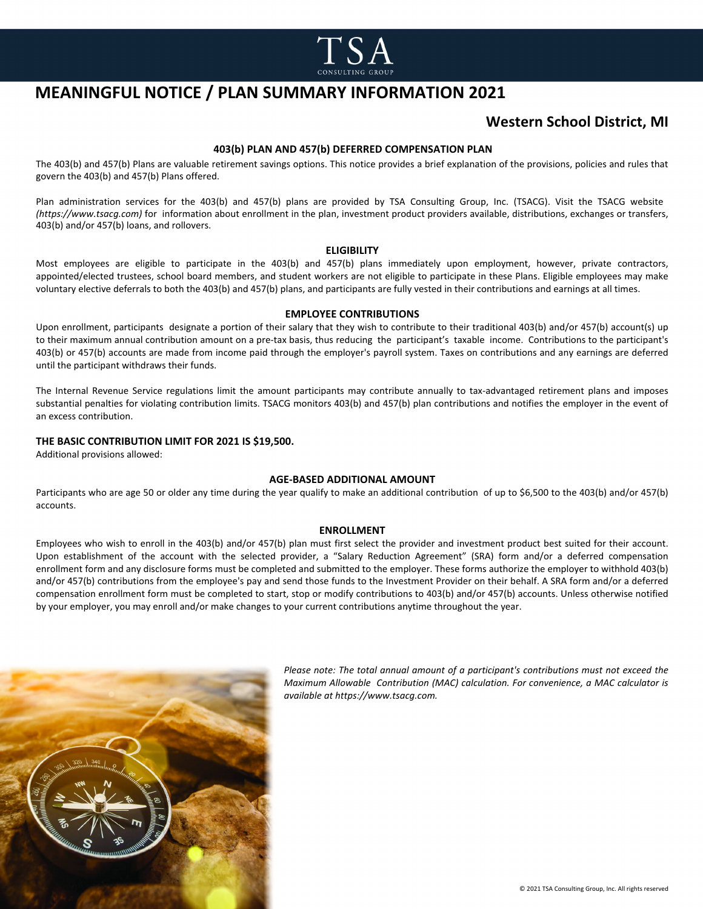# MEANINGFUL NOTICE / PLAN SUMMARY INFORMATION 2021

## Western School District, MI

### 403(b) PLAN AND 457(b) DEFERRED COMPENSATION PLAN

The 403(b) and 457(b) Plans are valuable retirement savings options. This notice provides a brief explanation of the provisions, policies and rules that govern the 403(b) and 457(b) Plans offered.

Plan administration services for the 403(b) and 457(b) plans are provided by TSA Consulting Group, Inc. (TSACG). Visit the TSACG website *(https://www.tsacg.com)* for information about enrollment in the plan, investment product providers available, distributions, exchanges or transfers, 403(b) and/or 457(b) loans, and rollovers.

### ELIGIBILITY

Most employees are eligible to participate in the 403(b) and 457(b) plans immediately upon employment, however, private contractors, appointed/elected trustees, school board members, and student workers are not eligible to participate in these Plans. Eligible employees may make voluntary elective deferrals to both the 403(b) and 457(b) plans, and participants are fully vested in their contributions and earnings at all times.

### EMPLOYEE CONTRIBUTIONS

Upon enrollment, participants designate a portion of their salary that they wish to contribute to their traditional 403(b) and/or 457(b) account(s) up to their maximum annual contribution amount on a pre-tax basis, thus reducing the participant's taxable income. Contributions to the participant's 403(b) or 457(b) accounts are made from income paid through the employer's payroll system. Taxes on contributions and any earnings are deferred until the participant withdraws their funds.

The Internal Revenue Service regulations limit the amount participants may contribute annually to tax-advantaged retirement plans and imposes substantial penalties for violating contribution limits. TSACG monitors 403(b) and 457(b) plan contributions and notifies the employer in the event of an excess contribution.

**THE BASIC CONTRIBUTION LIMIT FOR 2021 IS $19,500.**

Additional provisions allowed:

### AGE-BASED ADDITIONAL AMOUNT

Participants who are age 50 or older any time during the year qualify to make an additional contribution of up to $6,500 to the 403(b) and/or 457(b) accounts.

### ENROLLMENT

Employees who wish to enroll in the 403(b) and/or 457(b) plan must first select the provider and investment product best suited for their account. Upon establishment of the account with the selected provider, a "Salary Reduction Agreement" (SRA) form and/or a deferred compensation enrollment form and any disclosure forms must be completed and submitted to the employer. These forms authorize the employer to withhold 403(b) and/or 457(b) contributions from the employee's pay and send those funds to the Investment Provider on their behalf. A SRA form and/or a deferred compensation enrollment form must be completed to start, stop or modify contributions to 403(b) and/or 457(b) accounts. Unless otherwise notified by your employer, you may enroll and/or make changes to your current contributions anytime throughout the year.

*Please note: The total annual amount of a participant's contributions must not exceed the Maximum Allowable Contribution (MAC) calculation. For convenience, a MAC calculator is available at https://www.tsacg.com.*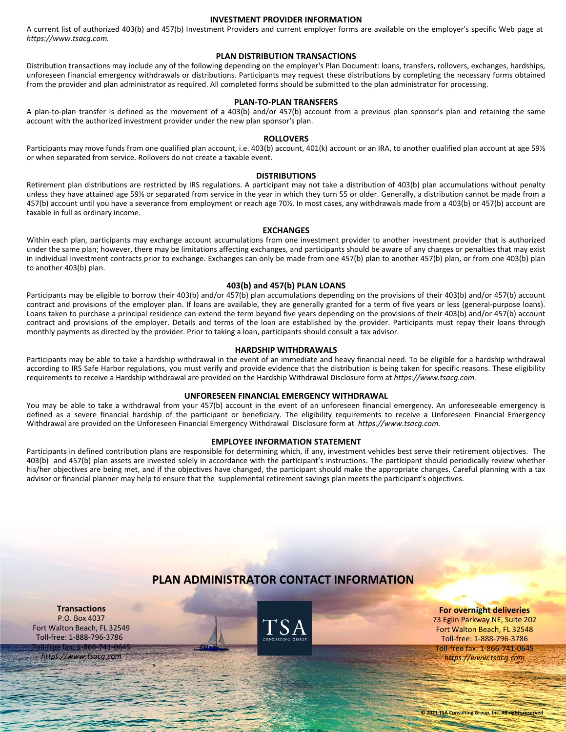## INVESTMENT PROVIDER INFORMATION

A current list of authorized 403(b) and 457(b) Investment Providers and current employer forms are available on the employer's specific Web page at *https://www.tsacg.com.*

## PLAN DISTRIBUTION TRANSACTIONS

Distribution transactions may include any of the following depending on the employer's Plan Document: loans, transfers, rollovers, exchanges, hardships, unforeseen financial emergency withdrawals or distributions. Participants may request these distributions by completing the necessary forms obtained from the provider and plan administrator as required. All completed forms should be submitted to the plan administrator for processing.

## PLAN-TO-PLAN TRANSFERS

A plan-to-plan transfer is defined as the movement of a 403(b) and/or 457(b) account from a previous plan sponsor's plan and retaining the same account with the authorized investment provider under the new plan sponsor's plan.

## ROLLOVERS

Participants may move funds from one qualified plan account, i.e. 403(b) account, 401(k) account or an IRA, to another qualified plan account at age 59½ or when separated from service. Rollovers do not create a taxable event.

## DISTRIBUTIONS

Retirement plan distributions are restricted by IRS regulations. A participant may not take a distribution of 403(b) plan accumulations without penalty unless they have attained age 59½ or separated from service in the year in which they turn 55 or older. Generally, a distribution cannot be made from a 457(b) account until you have a severance from employment or reach age 70½. In most cases, any withdrawals made from a 403(b) or 457(b) account are taxable in full as ordinary income.

## EXCHANGES

Within each plan, participants may exchange account accumulations from one investment provider to another investment provider that is authorized under the same plan; however, there may be limitations affecting exchanges, and participants should be aware of any charges or penalties that may exist in individual investment contracts prior to exchange. Exchanges can only be made from one 457(b) plan to another 457(b) plan, or from one 403(b) plan to another 403(b) plan.

## 403(b) and 457(b) PLAN LOANS

Participants may be eligible to borrow their 403(b) and/or 457(b) plan accumulations depending on the provisions of their 403(b) and/or 457(b) account contract and provisions of the employer plan. If loans are available, they are generally granted for a term of five years or less (general-purpose loans). Loans taken to purchase a principal residence can extend the term beyond five years depending on the provisions of their 403(b) and/or 457(b) account contract and provisions of the employer. Details and terms of the loan are established by the provider. Participants must repay their loans through monthly payments as directed by the provider. Prior to taking a loan, participants should consult a tax advisor.

## HARDSHIP WITHDRAWALS

Participants may be able to take a hardship withdrawal in the event of an immediate and heavy financial need. To be eligible for a hardship withdrawal according to IRS Safe Harbor regulations, you must verify and provide evidence that the distribution is being taken for specific reasons. These eligibility requirements to receive a Hardship withdrawal are provided on the Hardship Withdrawal Disclosure form at *https://www.tsacg.com.*

## UNFORESEEN FINANCIAL EMERGENCY WITHDRAWAL

You may be able to take a withdrawal from your 457(b) account in the event of an unforeseen financial emergency. An unforeseeable emergency is defined as a severe financial hardship of the participant or beneficiary. The eligibility requirements to receive a Unforeseen Financial Emergency Withdrawal are provided on the Unforeseen Financial Emergency Withdrawal Disclosure form at *https://www.tsacg.com.*

## EMPLOYEE INFORMATION STATEMENT

Participants in defined contribution plans are responsible for determining which, if any, investment vehicles best serve their retirement objectives. The 403(b) and 457(b) plan assets are invested solely in accordance with the participant's instructions. The participant should periodically review whether his/her objectives are being met, and if the objectives have changed, the participant should make the appropriate changes. Careful planning with a tax advisor or financial planner may help to ensure that the supplemental retirement savings plan meets the participant's objectives.

## PLAN ADMINISTRATOR CONTACT INFORMATION

**Transactions**
P.O. Box 4037
Fort Walton Beach, FL 32549
Toll-free: 1-888-796-3786
Toll-free fax: 1-866-741-0645
*https://www.tsacg.com*

TSA CONSULTING GROUP

**For overnight deliveries**
73 Eglin Parkway NE, Suite 202
Fort Walton Beach, FL 32548
Toll-free: 1-888-796-3786
Toll-free fax: 1-866-741-0645
*https://www.tsacg.com*

© 2021 TSA Consulting Group, Inc. All rights reserved